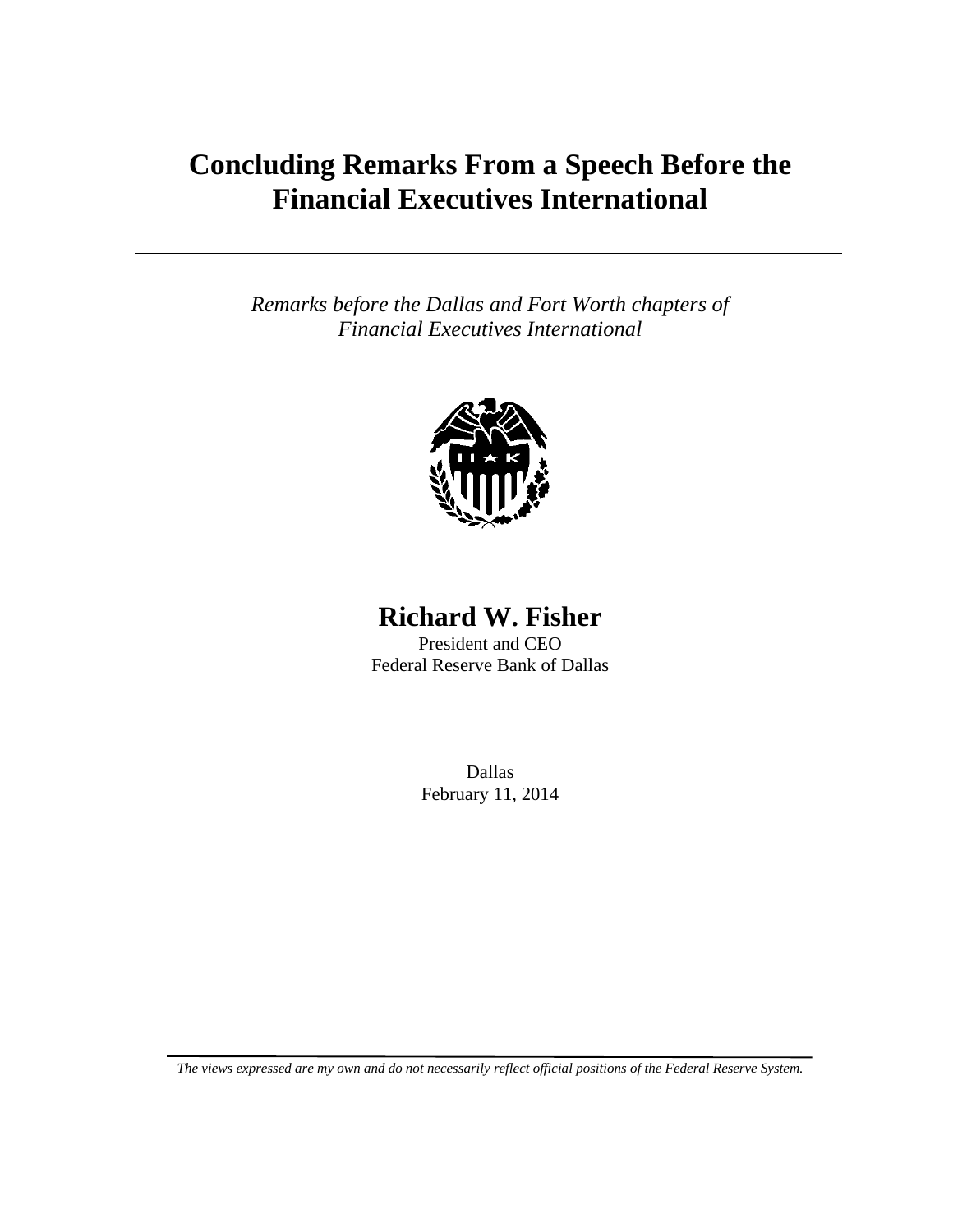# Concluding Remarks From a Speech Before the Financial Executives International

*Remarks before the Dallas and Fort Worth chapters of Financial Executives International*

**Richard W. Fisher**

President and CEO

Federal Reserve Bank of Dallas

Dallas

February 11, 2014

*The views expressed are my own and do not necessarily reflect official positions of the Federal Reserve System.*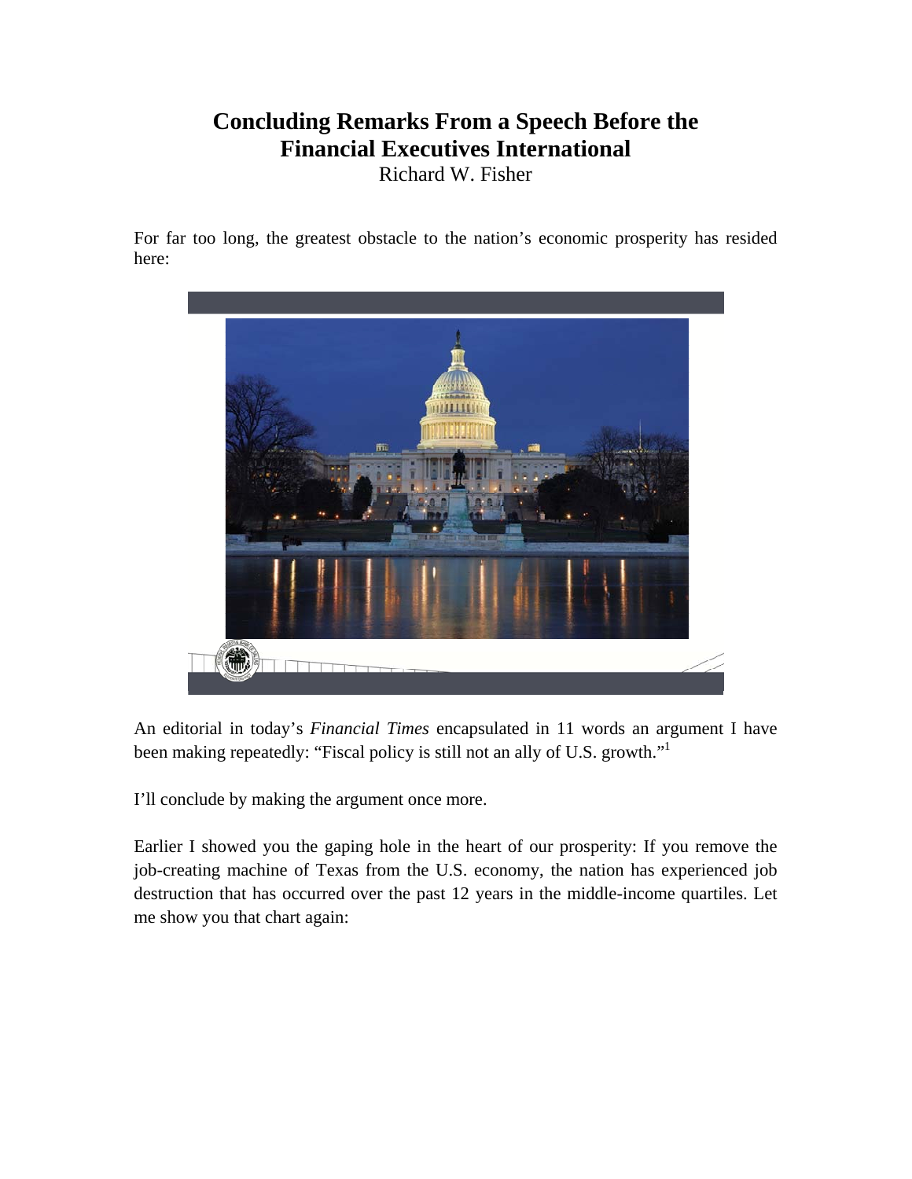# Concluding Remarks From a Speech Before the Financial Executives International

Richard W. Fisher

For far too long, the greatest obstacle to the nation's economic prosperity has resided here:

An editorial in today's *Financial Times* encapsulated in 11 words an argument I have been making repeatedly: "Fiscal policy is still not an ally of U.S. growth."[1]

I'll conclude by making the argument once more.

Earlier I showed you the gaping hole in the heart of our prosperity: If you remove the job-creating machine of Texas from the U.S. economy, the nation has experienced job destruction that has occurred over the past 12 years in the middle-income quartiles. Let me show you that chart again: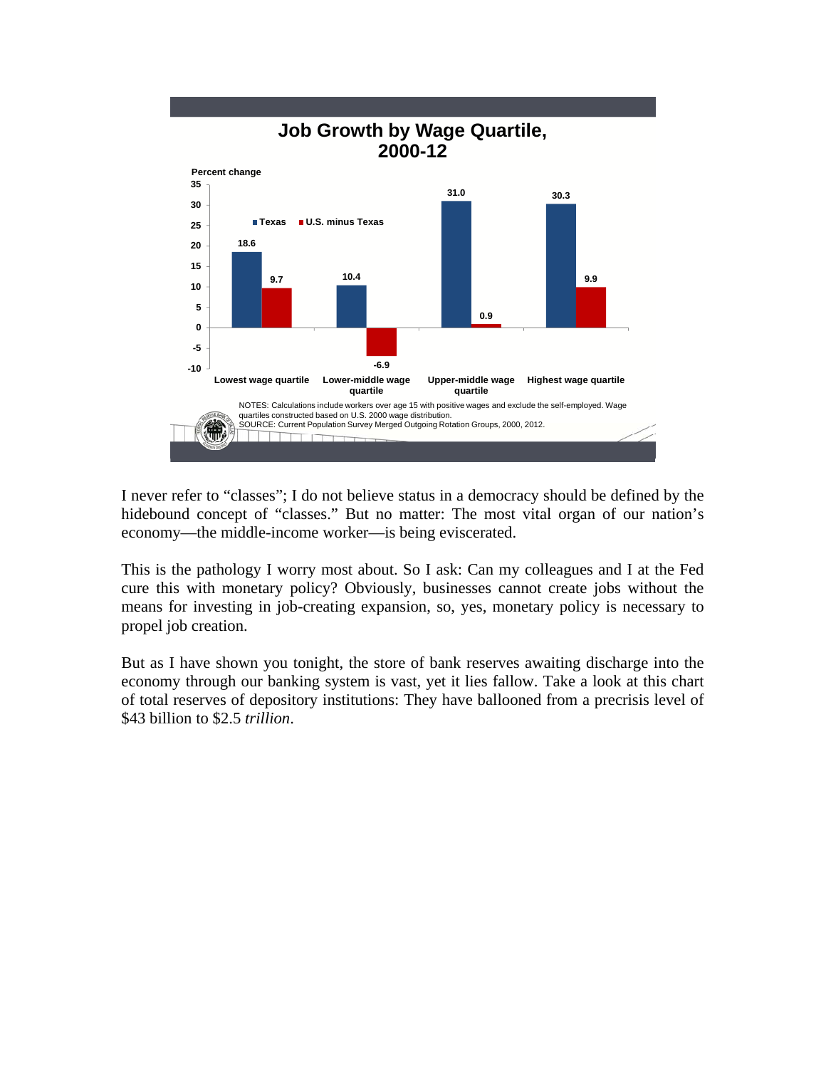## Job Growth by Wage Quartile, 2000-12

Percent change

| | Texas | U.S. minus Texas |
| --- | --- | --- |
| Lowest wage quartile | 18.6 | 9.7 |
| Lower-middle wage quartile | 10.4 | -6.9 |
| Upper-middle wage quartile | 31.0 | 0.9 |
| Highest wage quartile | 30.3 | 9.9 |

NOTES: Calculations include workers over age 15 with positive wages and exclude the self-employed. Wage quartiles constructed based on U.S. 2000 wage distribution.
SOURCE: Current Population Survey Merged Outgoing Rotation Groups, 2000, 2012.

I never refer to "classes"; I do not believe status in a democracy should be defined by the hidebound concept of "classes." But no matter: The most vital organ of our nation's economy—the middle-income worker—is being eviscerated.

This is the pathology I worry most about. So I ask: Can my colleagues and I at the Fed cure this with monetary policy? Obviously, businesses cannot create jobs without the means for investing in job-creating expansion, so, yes, monetary policy is necessary to propel job creation.

But as I have shown you tonight, the store of bank reserves awaiting discharge into the economy through our banking system is vast, yet it lies fallow. Take a look at this chart of total reserves of depository institutions: They have ballooned from a precrisis level of $43 billion to $2.5 *trillion*.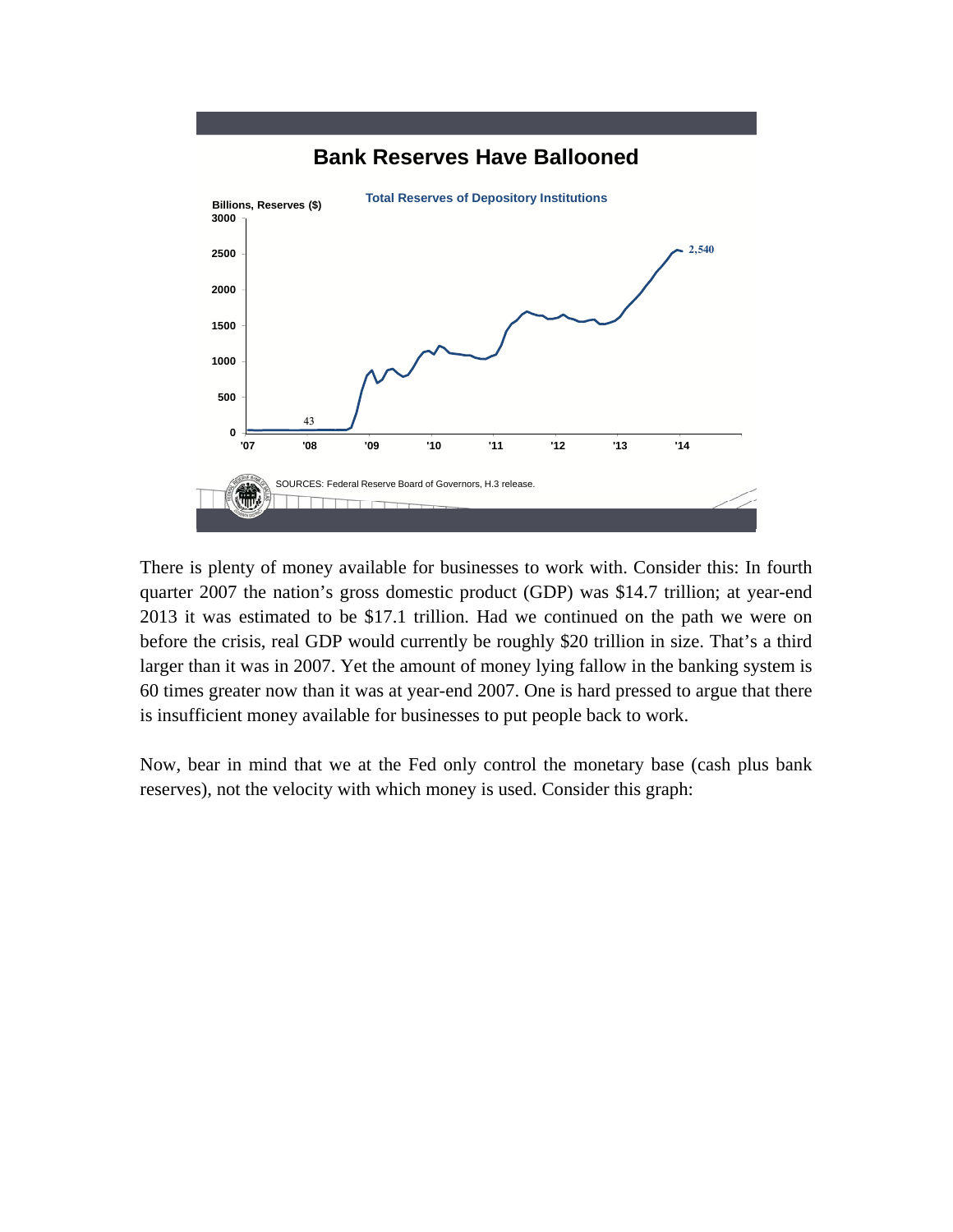**Bank Reserves Have Ballooned**

Total Reserves of Depository Institutions

Billions, Reserves ($)

SOURCES: Federal Reserve Board of Governors, H.3 release.

There is plenty of money available for businesses to work with. Consider this: In fourth quarter 2007 the nation's gross domestic product (GDP) was $14.7 trillion; at year-end 2013 it was estimated to be $17.1 trillion. Had we continued on the path we were on before the crisis, real GDP would currently be roughly $20 trillion in size. That's a third larger than it was in 2007. Yet the amount of money lying fallow in the banking system is 60 times greater now than it was at year-end 2007. One is hard pressed to argue that there is insufficient money available for businesses to put people back to work.

Now, bear in mind that we at the Fed only control the monetary base (cash plus bank reserves), not the velocity with which money is used. Consider this graph: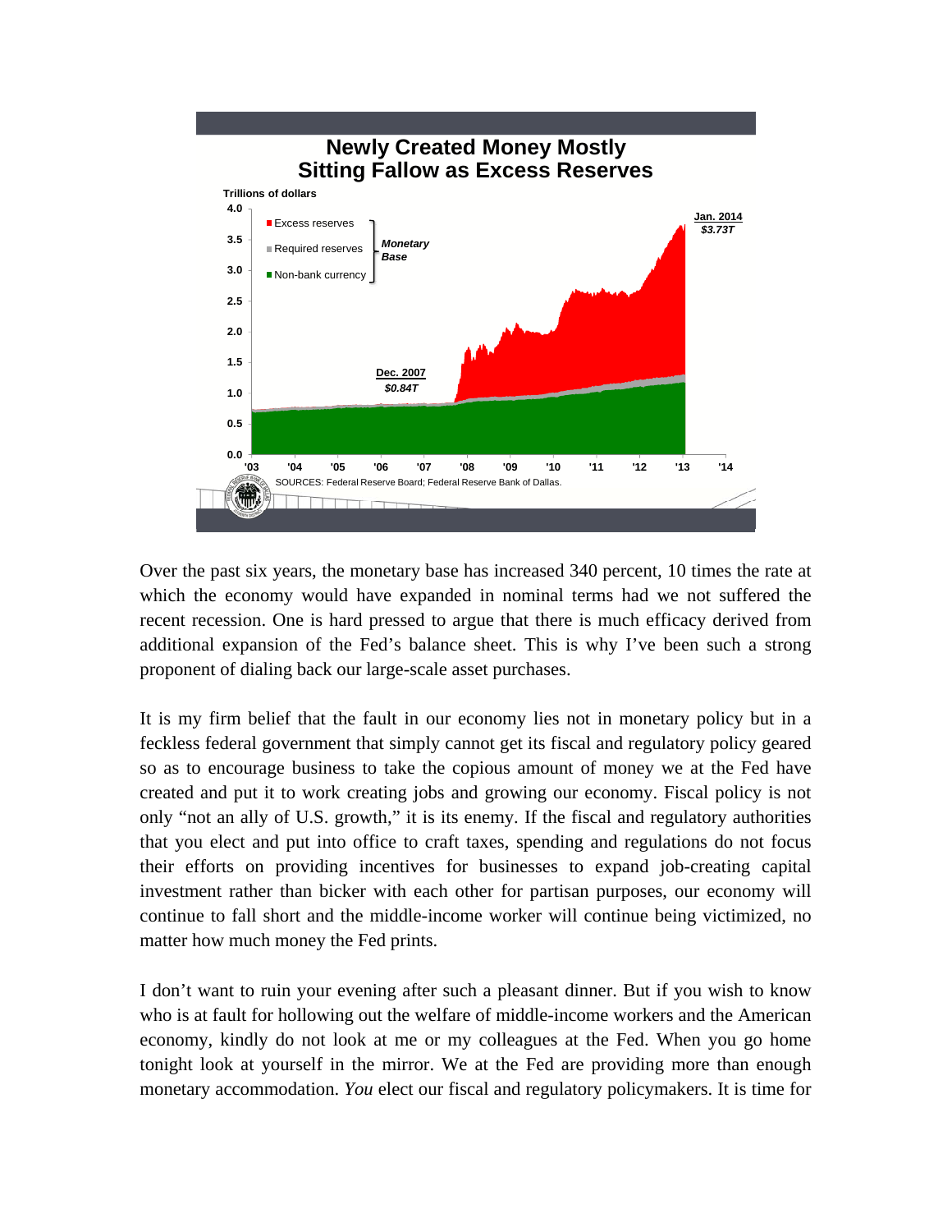**Newly Created Money Mostly Sitting Fallow as Excess Reserves**

Trillions of dollars

- Excess reserves
- Required reserves
- Non-bank currency

(Monetary Base)

Dec. 2007 $0.84T

Jan. 2014 $3.73T

SOURCES: Federal Reserve Board; Federal Reserve Bank of Dallas.

Over the past six years, the monetary base has increased 340 percent, 10 times the rate at which the economy would have expanded in nominal terms had we not suffered the recent recession. One is hard pressed to argue that there is much efficacy derived from additional expansion of the Fed's balance sheet. This is why I've been such a strong proponent of dialing back our large-scale asset purchases.

It is my firm belief that the fault in our economy lies not in monetary policy but in a feckless federal government that simply cannot get its fiscal and regulatory policy geared so as to encourage business to take the copious amount of money we at the Fed have created and put it to work creating jobs and growing our economy. Fiscal policy is not only "not an ally of U.S. growth," it is its enemy. If the fiscal and regulatory authorities that you elect and put into office to craft taxes, spending and regulations do not focus their efforts on providing incentives for businesses to expand job-creating capital investment rather than bicker with each other for partisan purposes, our economy will continue to fall short and the middle-income worker will continue being victimized, no matter how much money the Fed prints.

I don't want to ruin your evening after such a pleasant dinner. But if you wish to know who is at fault for hollowing out the welfare of middle-income workers and the American economy, kindly do not look at me or my colleagues at the Fed. When you go home tonight look at yourself in the mirror. We at the Fed are providing more than enough monetary accommodation. *You* elect our fiscal and regulatory policymakers. It is time for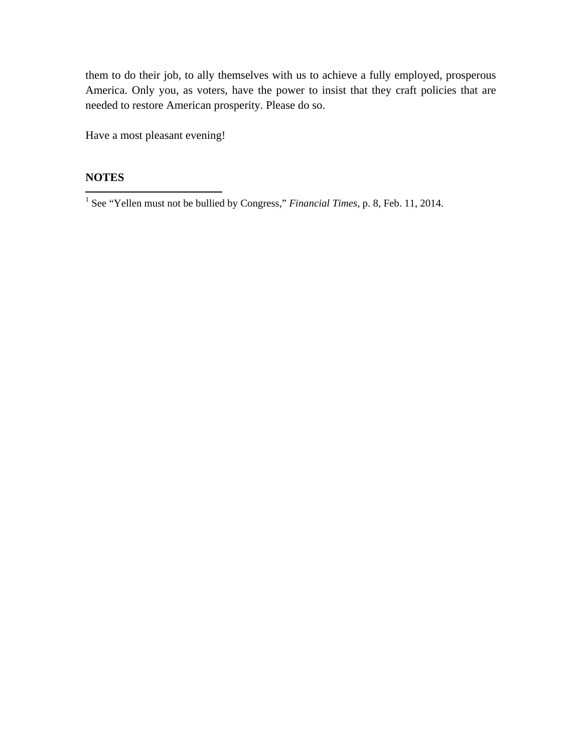them to do their job, to ally themselves with us to achieve a fully employed, prosperous America. Only you, as voters, have the power to insist that they craft policies that are needed to restore American prosperity. Please do so.

Have a most pleasant evening!

**NOTES**

[1] See "Yellen must not be bullied by Congress," *Financial Times*, p. 8, Feb. 11, 2014.